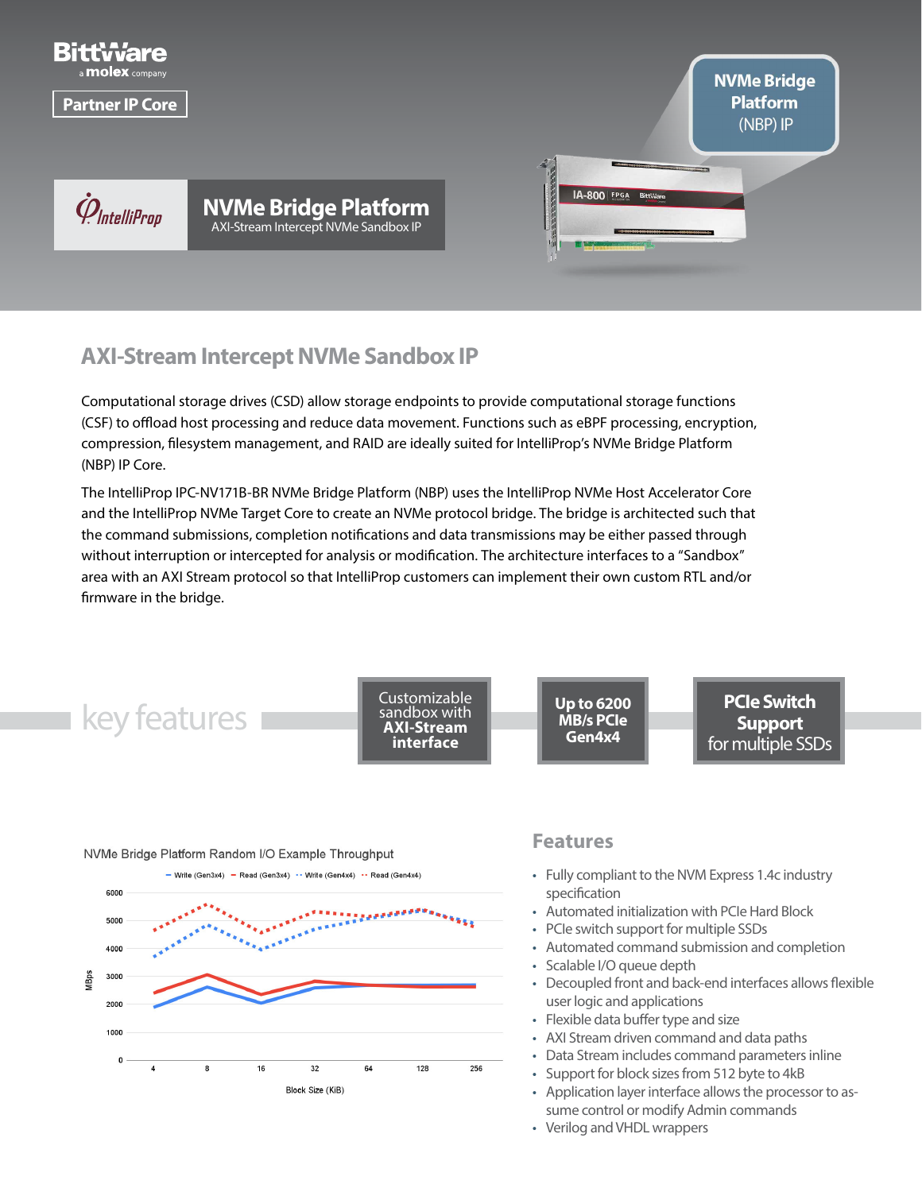BittWare
a molex company

Partner IP Core

IntelliProp

# NVMe Bridge Platform

AXI-Stream Intercept NVMe Sandbox IP

NVMe Bridge Platform (NBP) IP

## AXI-Stream Intercept NVMe Sandbox IP

Computational storage drives (CSD) allow storage endpoints to provide computational storage functions (CSF) to offload host processing and reduce data movement. Functions such as eBPF processing, encryption, compression, filesystem management, and RAID are ideally suited for IntelliProp's NVMe Bridge Platform (NBP) IP Core.

The IntelliProp IPC-NV171B-BR NVMe Bridge Platform (NBP) uses the IntelliProp NVMe Host Accelerator Core and the IntelliProp NVMe Target Core to create an NVMe protocol bridge. The bridge is architected such that the command submissions, completion notifications and data transmissions may be either passed through without interruption or intercepted for analysis or modification. The architecture interfaces to a "Sandbox" area with an AXI Stream protocol so that IntelliProp customers can implement their own custom RTL and/or firmware in the bridge.

## key features

- Customizable sandbox with **AXI-Stream interface**
- **Up to 6200 MB/s PCIe Gen4x4**
- **PCIe Switch Support** for multiple SSDs

NVMe Bridge Platform Random I/O Example Throughput

Legend: Write (Gen3x4), Read (Gen3x4), Write (Gen4x4), Read (Gen4x4)

Y-axis: MBps (0–6000); X-axis: Block Size (KiB) (4, 8, 16, 32, 64, 128, 256)

## Features

- Fully compliant to the NVM Express 1.4c industry specification
- Automated initialization with PCIe Hard Block
- PCIe switch support for multiple SSDs
- Automated command submission and completion
- Scalable I/O queue depth
- Decoupled front and back-end interfaces allows flexible user logic and applications
- Flexible data buffer type and size
- AXI Stream driven command and data paths
- Data Stream includes command parameters inline
- Support for block sizes from 512 byte to 4kB
- Application layer interface allows the processor to assume control or modify Admin commands
- Verilog and VHDL wrappers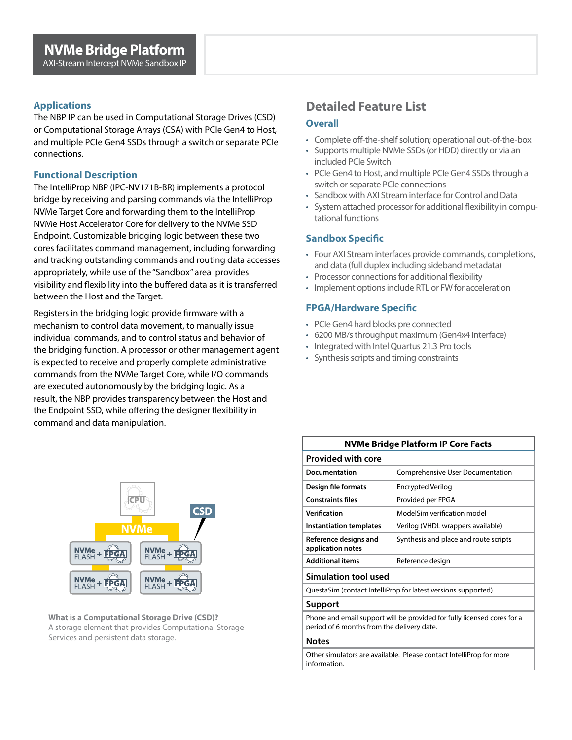# NVMe Bridge Platform

AXI-Stream Intercept NVMe Sandbox IP

## Applications

The NBP IP can be used in Computational Storage Drives (CSD) or Computational Storage Arrays (CSA) with PCIe Gen4 to Host, and multiple PCIe Gen4 SSDs through a switch or separate PCIe connections.

## Functional Description

The IntelliProp NBP (IPC-NV171B-BR) implements a protocol bridge by receiving and parsing commands via the IntelliProp NVMe Target Core and forwarding them to the IntelliProp NVMe Host Accelerator Core for delivery to the NVMe SSD Endpoint. Customizable bridging logic between these two cores facilitates command management, including forwarding and tracking outstanding commands and routing data accesses appropriately, while use of the "Sandbox" area provides visibility and flexibility into the buffered data as it is transferred between the Host and the Target.

Registers in the bridging logic provide firmware with a mechanism to control data movement, to manually issue individual commands, and to control status and behavior of the bridging function. A processor or other management agent is expected to receive and properly complete administrative commands from the NVMe Target Core, while I/O commands are executed autonomously by the bridging logic. As a result, the NBP provides transparency between the Host and the Endpoint SSD, while offering the designer flexibility in command and data manipulation.

**What is a Computational Storage Drive (CSD)?**
A storage element that provides Computational Storage Services and persistent data storage.

# Detailed Feature List

## Overall

- Complete off-the-shelf solution; operational out-of-the-box
- Supports multiple NVMe SSDs (or HDD) directly or via an included PCIe Switch
- PCIe Gen4 to Host, and multiple PCIe Gen4 SSDs through a switch or separate PCIe connections
- Sandbox with AXI Stream interface for Control and Data
- System attached processor for additional flexibility in computational functions

## Sandbox Specific

- Four AXI Stream interfaces provide commands, completions, and data (full duplex including sideband metadata)
- Processor connections for additional flexibility
- Implement options include RTL or FW for acceleration

## FPGA/Hardware Specific

- PCIe Gen4 hard blocks pre connected
- 6200 MB/s throughput maximum (Gen4x4 interface)
- Integrated with Intel Quartus 21.3 Pro tools
- Synthesis scripts and timing constraints

| NVMe Bridge Platform IP Core Facts | |
|---|---|
| **Provided with core** | |
| **Documentation** | Comprehensive User Documentation |
| **Design file formats** | Encrypted Verilog |
| **Constraints files** | Provided per FPGA |
| **Verification** | ModelSim verification model |
| **Instantiation templates** | Verilog (VHDL wrappers available) |
| **Reference designs and application notes** | Synthesis and place and route scripts |
| **Additional items** | Reference design |
| **Simulation tool used** | |
| QuestaSim (contact IntelliProp for latest versions supported) | |
| **Support** | |
| Phone and email support will be provided for fully licensed cores for a period of 6 months from the delivery date. | |
| **Notes** | |
| Other simulators are available. Please contact IntelliProp for more information. | |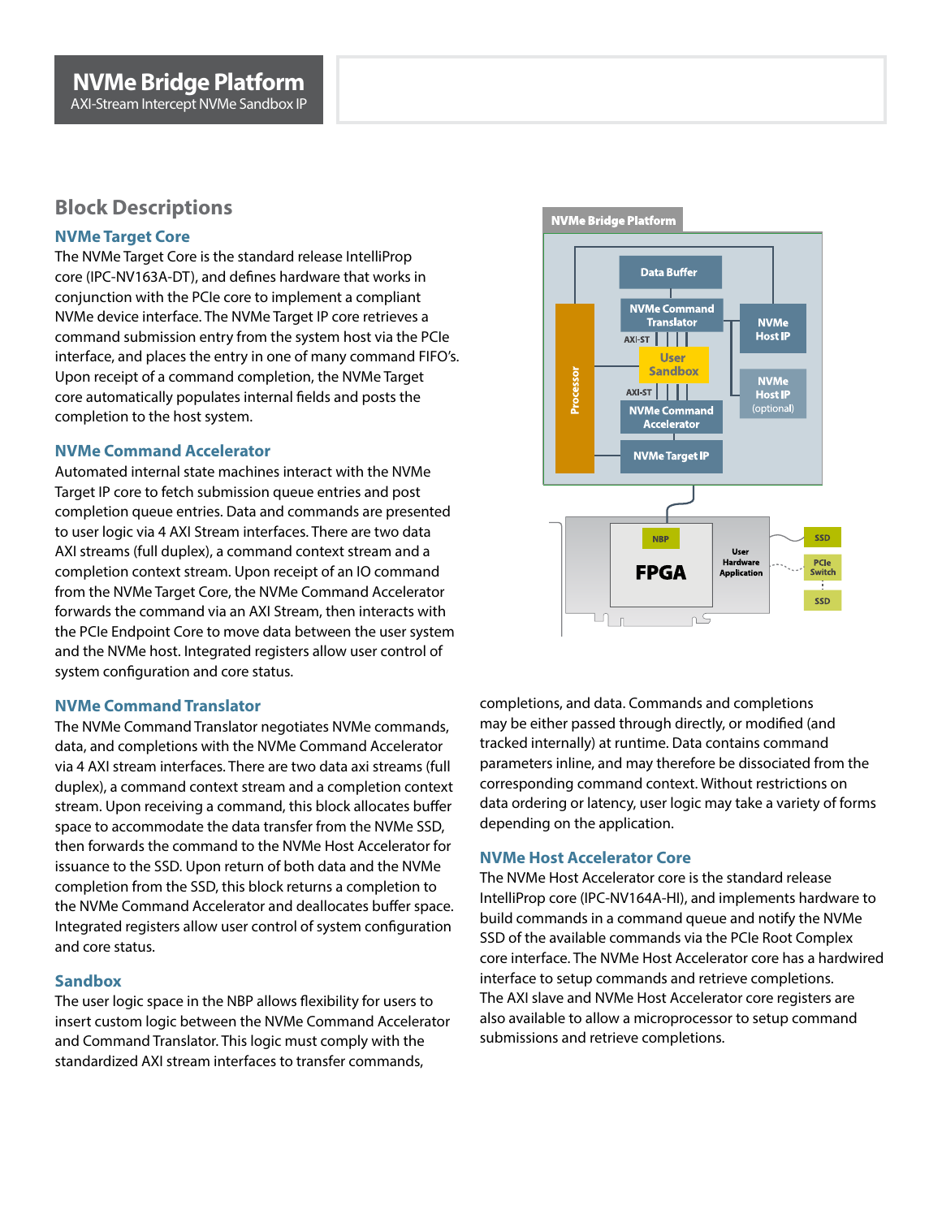## Block Descriptions

### NVMe Target Core

The NVMe Target Core is the standard release IntelliProp core (IPC-NV163A-DT), and defines hardware that works in conjunction with the PCIe core to implement a compliant NVMe device interface. The NVMe Target IP core retrieves a command submission entry from the system host via the PCIe interface, and places the entry in one of many command FIFO's. Upon receipt of a command completion, the NVMe Target core automatically populates internal fields and posts the completion to the host system.

### NVMe Command Accelerator

Automated internal state machines interact with the NVMe Target IP core to fetch submission queue entries and post completion queue entries. Data and commands are presented to user logic via 4 AXI Stream interfaces. There are two data AXI streams (full duplex), a command context stream and a completion context stream. Upon receipt of an IO command from the NVMe Target Core, the NVMe Command Accelerator forwards the command via an AXI Stream, then interacts with the PCIe Endpoint Core to move data between the user system and the NVMe host. Integrated registers allow user control of system configuration and core status.

### NVMe Command Translator

The NVMe Command Translator negotiates NVMe commands, data, and completions with the NVMe Command Accelerator via 4 AXI stream interfaces. There are two data axi streams (full duplex), a command context stream and a completion context stream. Upon receiving a command, this block allocates buffer space to accommodate the data transfer from the NVMe SSD, then forwards the command to the NVMe Host Accelerator for issuance to the SSD. Upon return of both data and the NVMe completion from the SSD, this block returns a completion to the NVMe Command Accelerator and deallocates buffer space. Integrated registers allow user control of system configuration and core status.

### Sandbox

The user logic space in the NBP allows flexibility for users to insert custom logic between the NVMe Command Accelerator and Command Translator. This logic must comply with the standardized AXI stream interfaces to transfer commands, completions, and data. Commands and completions may be either passed through directly, or modified (and tracked internally) at runtime. Data contains command parameters inline, and may therefore be dissociated from the corresponding command context. Without restrictions on data ordering or latency, user logic may take a variety of forms depending on the application.

### NVMe Host Accelerator Core

The NVMe Host Accelerator core is the standard release IntelliProp core (IPC-NV164A-HI), and implements hardware to build commands in a command queue and notify the NVMe SSD of the available commands via the PCIe Root Complex core interface. The NVMe Host Accelerator core has a hardwired interface to setup commands and retrieve completions. The AXI slave and NVMe Host Accelerator core registers are also available to allow a microprocessor to setup command submissions and retrieve completions.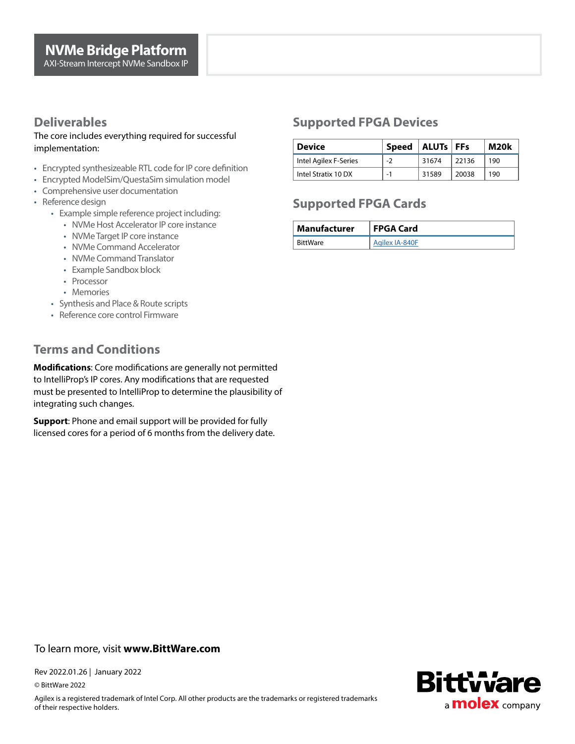# NVMe Bridge Platform

AXI-Stream Intercept NVMe Sandbox IP

## Deliverables

The core includes everything required for successful implementation:

- Encrypted synthesizeable RTL code for IP core definition
- Encrypted ModelSim/QuestaSim simulation model
- Comprehensive user documentation
- Reference design
    - Example simple reference project including:
        - NVMe Host Accelerator IP core instance
        - NVMe Target IP core instance
        - NVMe Command Accelerator
        - NVMe Command Translator
        - Example Sandbox block
        - Processor
        - Memories
    - Synthesis and Place & Route scripts
    - Reference core control Firmware

## Terms and Conditions

**Modifications**: Core modifications are generally not permitted to IntelliProp's IP cores. Any modifications that are requested must be presented to IntelliProp to determine the plausibility of integrating such changes.

**Support**: Phone and email support will be provided for fully licensed cores for a period of 6 months from the delivery date.

## Supported FPGA Devices

| Device | Speed | ALUTs | FFs | M20k |
|---|---|---|---|---|
| Intel Agilex F-Series | -2 | 31674 | 22136 | 190 |
| Intel Stratix 10 DX | -1 | 31589 | 20038 | 190 |

## Supported FPGA Cards

| Manufacturer | FPGA Card |
|---|---|
| BittWare | Agilex IA-840F |

To learn more, visit **www.BittWare.com**

Rev 2022.01.26 | January 2022

© BittWare 2022

Agilex is a registered trademark of Intel Corp. All other products are the trademarks or registered trademarks of their respective holders.

BittWare a molex company